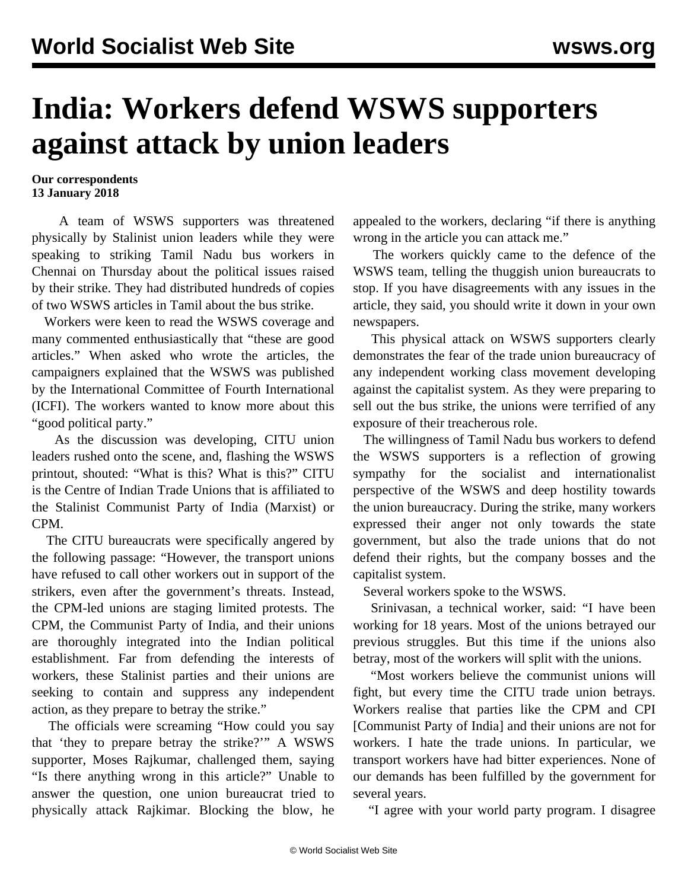# India: Workers defend WSWS supporters against attack by union leaders

**Our correspondents**
**13 January 2018**

A team of WSWS supporters was threatened physically by Stalinist union leaders while they were speaking to striking Tamil Nadu bus workers in Chennai on Thursday about the political issues raised by their strike. They had distributed hundreds of copies of two WSWS articles in Tamil about the bus strike.

Workers were keen to read the WSWS coverage and many commented enthusiastically that "these are good articles." When asked who wrote the articles, the campaigners explained that the WSWS was published by the International Committee of Fourth International (ICFI). The workers wanted to know more about this "good political party."

As the discussion was developing, CITU union leaders rushed onto the scene, and, flashing the WSWS printout, shouted: "What is this? What is this?" CITU is the Centre of Indian Trade Unions that is affiliated to the Stalinist Communist Party of India (Marxist) or CPM.

The CITU bureaucrats were specifically angered by the following passage: "However, the transport unions have refused to call other workers out in support of the strikers, even after the government's threats. Instead, the CPM-led unions are staging limited protests. The CPM, the Communist Party of India, and their unions are thoroughly integrated into the Indian political establishment. Far from defending the interests of workers, these Stalinist parties and their unions are seeking to contain and suppress any independent action, as they prepare to betray the strike."

The officials were screaming "How could you say that 'they to prepare betray the strike?'" A WSWS supporter, Moses Rajkumar, challenged them, saying "Is there anything wrong in this article?" Unable to answer the question, one union bureaucrat tried to physically attack Rajkimar. Blocking the blow, he appealed to the workers, declaring "if there is anything wrong in the article you can attack me."

The workers quickly came to the defence of the WSWS team, telling the thuggish union bureaucrats to stop. If you have disagreements with any issues in the article, they said, you should write it down in your own newspapers.

This physical attack on WSWS supporters clearly demonstrates the fear of the trade union bureaucracy of any independent working class movement developing against the capitalist system. As they were preparing to sell out the bus strike, the unions were terrified of any exposure of their treacherous role.

The willingness of Tamil Nadu bus workers to defend the WSWS supporters is a reflection of growing sympathy for the socialist and internationalist perspective of the WSWS and deep hostility towards the union bureaucracy. During the strike, many workers expressed their anger not only towards the state government, but also the trade unions that do not defend their rights, but the company bosses and the capitalist system.

Several workers spoke to the WSWS.

Srinivasan, a technical worker, said: "I have been working for 18 years. Most of the unions betrayed our previous struggles. But this time if the unions also betray, most of the workers will split with the unions.

"Most workers believe the communist unions will fight, but every time the CITU trade union betrays. Workers realise that parties like the CPM and CPI [Communist Party of India] and their unions are not for workers. I hate the trade unions. In particular, we transport workers have had bitter experiences. None of our demands has been fulfilled by the government for several years.

"I agree with your world party program. I disagree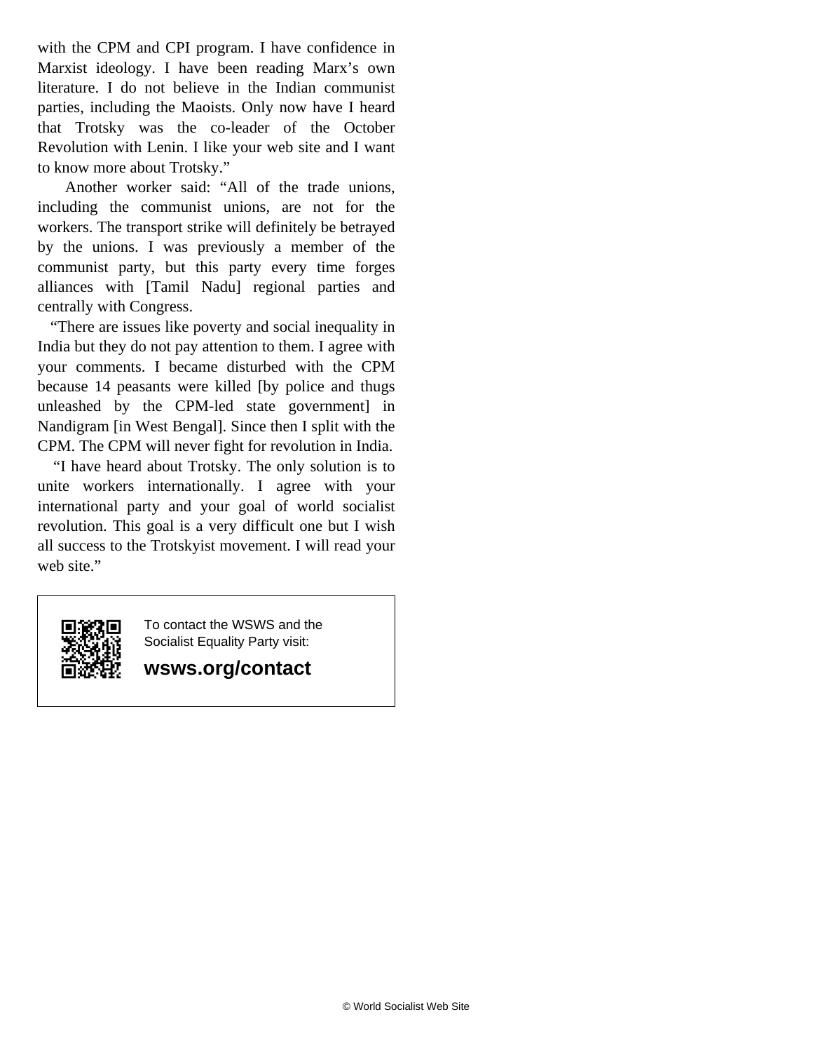with the CPM and CPI program. I have confidence in Marxist ideology. I have been reading Marx's own literature. I do not believe in the Indian communist parties, including the Maoists. Only now have I heard that Trotsky was the co-leader of the October Revolution with Lenin. I like your web site and I want to know more about Trotsky."

Another worker said: "All of the trade unions, including the communist unions, are not for the workers. The transport strike will definitely be betrayed by the unions. I was previously a member of the communist party, but this party every time forges alliances with [Tamil Nadu] regional parties and centrally with Congress.

"There are issues like poverty and social inequality in India but they do not pay attention to them. I agree with your comments. I became disturbed with the CPM because 14 peasants were killed [by police and thugs unleashed by the CPM-led state government] in Nandigram [in West Bengal]. Since then I split with the CPM. The CPM will never fight for revolution in India.

"I have heard about Trotsky. The only solution is to unite workers internationally. I agree with your international party and your goal of world socialist revolution. This goal is a very difficult one but I wish all success to the Trotskyist movement. I will read your web site."

To contact the WSWS and the Socialist Equality Party visit:

**wsws.org/contact**